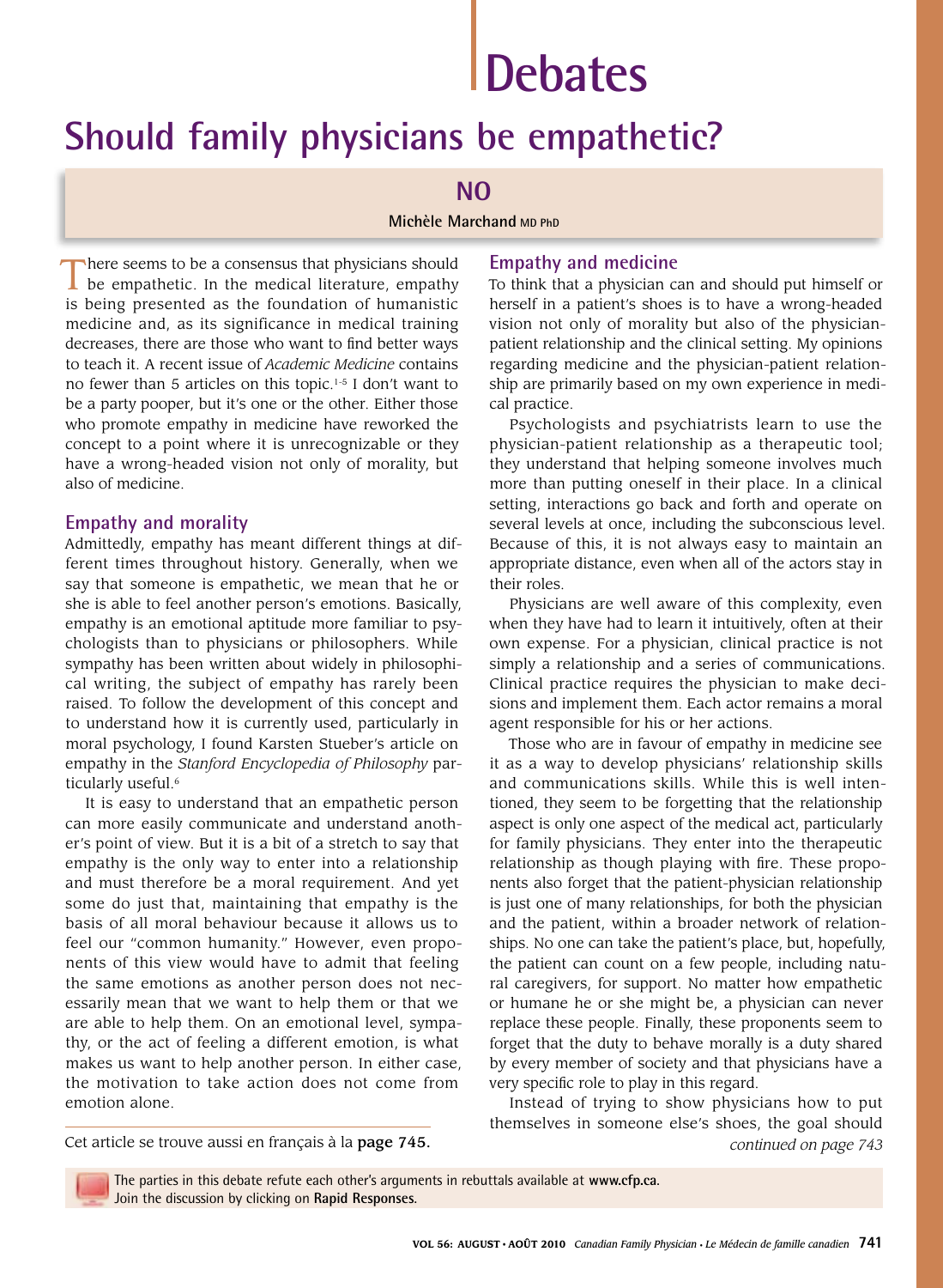# Debates

## Should family physicians be empathetic?

### NO

**Michèle Marchand** MD PhD

There seems to be a consensus that physicians should be empathetic. In the medical literature, empathy is being presented as the foundation of humanistic medicine and, as its significance in medical training decreases, there are those who want to find better ways to teach it. A recent issue of *Academic Medicine* contains no fewer than 5 articles on this topic.[1-5] I don't want to be a party pooper, but it's one or the other. Either those who promote empathy in medicine have reworked the concept to a point where it is unrecognizable or they have a wrong-headed vision not only of morality, but also of medicine.

#### Empathy and morality

Admittedly, empathy has meant different things at different times throughout history. Generally, when we say that someone is empathetic, we mean that he or she is able to feel another person's emotions. Basically, empathy is an emotional aptitude more familiar to psychologists than to physicians or philosophers. While sympathy has been written about widely in philosophical writing, the subject of empathy has rarely been raised. To follow the development of this concept and to understand how it is currently used, particularly in moral psychology, I found Karsten Stueber's article on empathy in the *Stanford Encyclopedia of Philosophy* particularly useful.[6]

It is easy to understand that an empathetic person can more easily communicate and understand another's point of view. But it is a bit of a stretch to say that empathy is the only way to enter into a relationship and must therefore be a moral requirement. And yet some do just that, maintaining that empathy is the basis of all moral behaviour because it allows us to feel our "common humanity." However, even proponents of this view would have to admit that feeling the same emotions as another person does not necessarily mean that we want to help them or that we are able to help them. On an emotional level, sympathy, or the act of feeling a different emotion, is what makes us want to help another person. In either case, the motivation to take action does not come from emotion alone.

#### Empathy and medicine

To think that a physician can and should put himself or herself in a patient's shoes is to have a wrong-headed vision not only of morality but also of the physician-patient relationship and the clinical setting. My opinions regarding medicine and the physician-patient relationship are primarily based on my own experience in medical practice.

Psychologists and psychiatrists learn to use the physician-patient relationship as a therapeutic tool; they understand that helping someone involves much more than putting oneself in their place. In a clinical setting, interactions go back and forth and operate on several levels at once, including the subconscious level. Because of this, it is not always easy to maintain an appropriate distance, even when all of the actors stay in their roles.

Physicians are well aware of this complexity, even when they have had to learn it intuitively, often at their own expense. For a physician, clinical practice is not simply a relationship and a series of communications. Clinical practice requires the physician to make decisions and implement them. Each actor remains a moral agent responsible for his or her actions.

Those who are in favour of empathy in medicine see it as a way to develop physicians' relationship skills and communications skills. While this is well intentioned, they seem to be forgetting that the relationship aspect is only one aspect of the medical act, particularly for family physicians. They enter into the therapeutic relationship as though playing with fire. These proponents also forget that the patient-physician relationship is just one of many relationships, for both the physician and the patient, within a broader network of relationships. No one can take the patient's place, but, hopefully, the patient can count on a few people, including natural caregivers, for support. No matter how empathetic or humane he or she might be, a physician can never replace these people. Finally, these proponents seem to forget that the duty to behave morally is a duty shared by every member of society and that physicians have a very specific role to play in this regard.

Instead of trying to show physicians how to put themselves in someone else's shoes, the goal should

*continued on page 743*

Cet article se trouve aussi en français à la **page 745.**

The parties in this debate refute each other's arguments in rebuttals available at **www.cfp.ca.**
Join the discussion by clicking on **Rapid Responses.**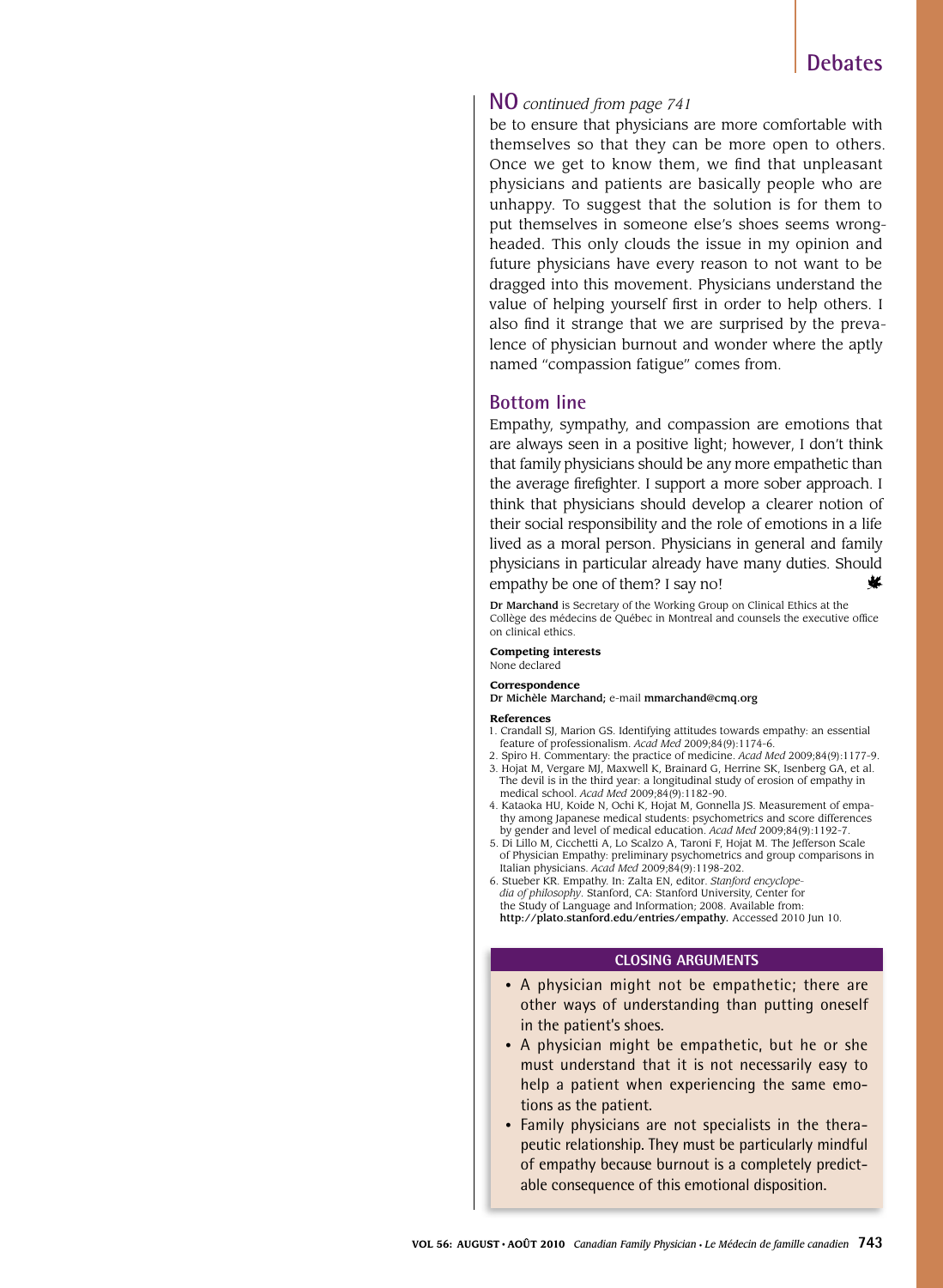## NO *continued from page 741*

be to ensure that physicians are more comfortable with themselves so that they can be more open to others. Once we get to know them, we find that unpleasant physicians and patients are basically people who are unhappy. To suggest that the solution is for them to put themselves in someone else's shoes seems wrong-headed. This only clouds the issue in my opinion and future physicians have every reason to not want to be dragged into this movement. Physicians understand the value of helping yourself first in order to help others. I also find it strange that we are surprised by the prevalence of physician burnout and wonder where the aptly named "compassion fatigue" comes from.

## Bottom line

Empathy, sympathy, and compassion are emotions that are always seen in a positive light; however, I don't think that family physicians should be any more empathetic than the average firefighter. I support a more sober approach. I think that physicians should develop a clearer notion of their social responsibility and the role of emotions in a life lived as a moral person. Physicians in general and family physicians in particular already have many duties. Should empathy be one of them? I say no!

**Dr Marchand** is Secretary of the Working Group on Clinical Ethics at the Collège des médecins de Québec in Montreal and counsels the executive office on clinical ethics.

**Competing interests**
None declared

**Correspondence**
**Dr Michèle Marchand;** e-mail **mmarchand@cmq.org**

**References**

1. Crandall SJ, Marion GS. Identifying attitudes towards empathy: an essential feature of professionalism. *Acad Med* 2009;84(9):1174-6.
2. Spiro H. Commentary: the practice of medicine. *Acad Med* 2009;84(9):1177-9.
3. Hojat M, Vergare MJ, Maxwell K, Brainard G, Herrine SK, Isenberg GA, et al. The devil is in the third year: a longitudinal study of erosion of empathy in medical school. *Acad Med* 2009;84(9):1182-90.
4. Kataoka HU, Koide N, Ochi K, Hojat M, Gonnella JS. Measurement of empathy among Japanese medical students: psychometrics and score differences by gender and level of medical education. *Acad Med* 2009;84(9):1192-7.
5. Di Lillo M, Cicchetti A, Lo Scalzo A, Taroni F, Hojat M. The Jefferson Scale of Physician Empathy: preliminary psychometrics and group comparisons in Italian physicians. *Acad Med* 2009;84(9):1198-202.
6. Stueber KR. Empathy. In: Zalta EN, editor. *Stanford encyclopedia of philosophy*. Stanford, CA: Stanford University, Center for the Study of Language and Information; 2008. Available from: **http://plato.stanford.edu/entries/empathy.** Accessed 2010 Jun 10.

### CLOSING ARGUMENTS

- A physician might not be empathetic; there are other ways of understanding than putting oneself in the patient's shoes.
- A physician might be empathetic, but he or she must understand that it is not necessarily easy to help a patient when experiencing the same emotions as the patient.
- Family physicians are not specialists in the therapeutic relationship. They must be particularly mindful of empathy because burnout is a completely predictable consequence of this emotional disposition.